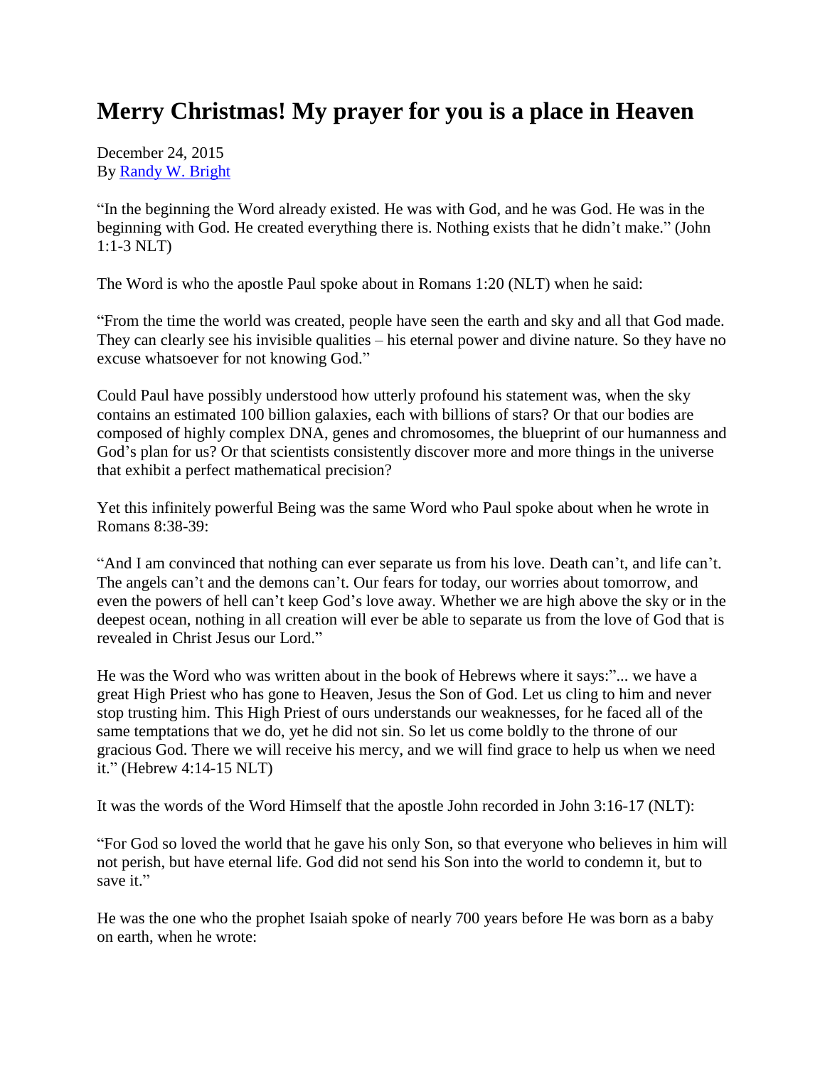# Merry Christmas! My prayer for you is a place in Heaven

December 24, 2015
By [Randy W. Bright](#)

"In the beginning the Word already existed. He was with God, and he was God. He was in the beginning with God. He created everything there is. Nothing exists that he didn't make." (John 1:1-3 NLT)

The Word is who the apostle Paul spoke about in Romans 1:20 (NLT) when he said:

"From the time the world was created, people have seen the earth and sky and all that God made. They can clearly see his invisible qualities – his eternal power and divine nature. So they have no excuse whatsoever for not knowing God."

Could Paul have possibly understood how utterly profound his statement was, when the sky contains an estimated 100 billion galaxies, each with billions of stars? Or that our bodies are composed of highly complex DNA, genes and chromosomes, the blueprint of our humanness and God's plan for us? Or that scientists consistently discover more and more things in the universe that exhibit a perfect mathematical precision?

Yet this infinitely powerful Being was the same Word who Paul spoke about when he wrote in Romans 8:38-39:

"And I am convinced that nothing can ever separate us from his love. Death can't, and life can't. The angels can't and the demons can't. Our fears for today, our worries about tomorrow, and even the powers of hell can't keep God's love away. Whether we are high above the sky or in the deepest ocean, nothing in all creation will ever be able to separate us from the love of God that is revealed in Christ Jesus our Lord."

He was the Word who was written about in the book of Hebrews where it says:"... we have a great High Priest who has gone to Heaven, Jesus the Son of God. Let us cling to him and never stop trusting him. This High Priest of ours understands our weaknesses, for he faced all of the same temptations that we do, yet he did not sin. So let us come boldly to the throne of our gracious God. There we will receive his mercy, and we will find grace to help us when we need it." (Hebrew 4:14-15 NLT)

It was the words of the Word Himself that the apostle John recorded in John 3:16-17 (NLT):

"For God so loved the world that he gave his only Son, so that everyone who believes in him will not perish, but have eternal life. God did not send his Son into the world to condemn it, but to save it."

He was the one who the prophet Isaiah spoke of nearly 700 years before He was born as a baby on earth, when he wrote: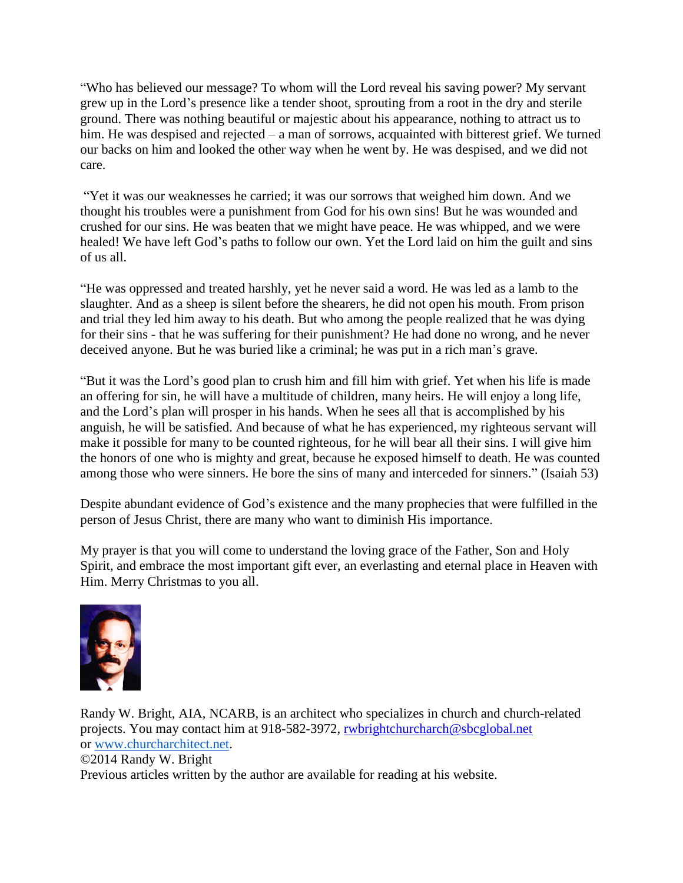"Who has believed our message? To whom will the Lord reveal his saving power? My servant grew up in the Lord's presence like a tender shoot, sprouting from a root in the dry and sterile ground. There was nothing beautiful or majestic about his appearance, nothing to attract us to him. He was despised and rejected – a man of sorrows, acquainted with bitterest grief. We turned our backs on him and looked the other way when he went by. He was despised, and we did not care.

"Yet it was our weaknesses he carried; it was our sorrows that weighed him down. And we thought his troubles were a punishment from God for his own sins! But he was wounded and crushed for our sins. He was beaten that we might have peace. He was whipped, and we were healed! We have left God's paths to follow our own. Yet the Lord laid on him the guilt and sins of us all.

"He was oppressed and treated harshly, yet he never said a word. He was led as a lamb to the slaughter. And as a sheep is silent before the shearers, he did not open his mouth. From prison and trial they led him away to his death. But who among the people realized that he was dying for their sins - that he was suffering for their punishment? He had done no wrong, and he never deceived anyone. But he was buried like a criminal; he was put in a rich man's grave.

"But it was the Lord's good plan to crush him and fill him with grief. Yet when his life is made an offering for sin, he will have a multitude of children, many heirs. He will enjoy a long life, and the Lord's plan will prosper in his hands. When he sees all that is accomplished by his anguish, he will be satisfied. And because of what he has experienced, my righteous servant will make it possible for many to be counted righteous, for he will bear all their sins. I will give him the honors of one who is mighty and great, because he exposed himself to death. He was counted among those who were sinners. He bore the sins of many and interceded for sinners." (Isaiah 53)

Despite abundant evidence of God's existence and the many prophecies that were fulfilled in the person of Jesus Christ, there are many who want to diminish His importance.

My prayer is that you will come to understand the loving grace of the Father, Son and Holy Spirit, and embrace the most important gift ever, an everlasting and eternal place in Heaven with Him. Merry Christmas to you all.

Randy W. Bright, AIA, NCARB, is an architect who specializes in church and church-related projects. You may contact him at 918-582-3972, [rwbrightchurcharch@sbcglobal.net](mailto:rwbrightchurcharch@sbcglobal.net) or [www.churcharchitect.net](http://www.churcharchitect.net).
©2014 Randy W. Bright
Previous articles written by the author are available for reading at his website.